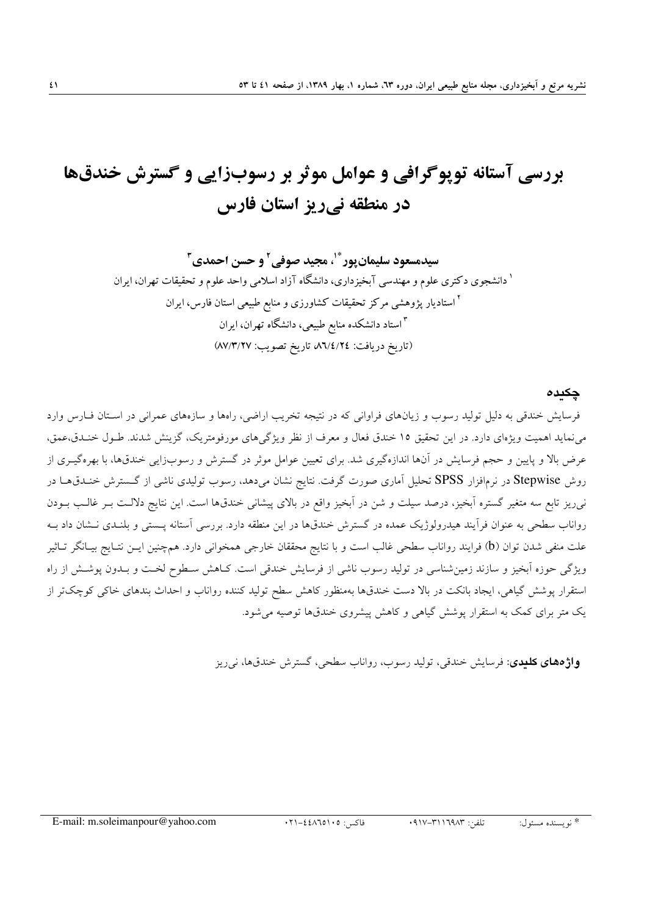# بررسی آستانه توپوگرافی و عوامل موثر بر رسوب‌زایی و گسترش خندق‌ها در منطقه نی‌ریز استان فارس

**سیدمسعود سلیمان‌پور** [*1]**، مجید صوفی** [2] **و حسن احمدی** [3]

[1] دانشجوی دکتری علوم و مهندسی آبخیزداری، دانشگاه آزاد اسلامی واحد علوم و تحقیقات تهران، ایران

[2] استادیار پژوهشی مرکز تحقیقات کشاورزی و منابع طبیعی استان فارس، ایران

[3] استاد دانشکده منابع طبیعی، دانشگاه تهران، ایران

(تاریخ دریافت: ۸۶/۴/۲۴، تاریخ تصویب: ۸۷/۳/۲۷)

## چکیده

فرسایش خندقی به دلیل تولید رسوب و زیان‌های فراوانی که در نتیجه تخریب اراضی، راه‌ها و سازه‌های عمرانی در استان فارس وارد می‌نماید اهمیت ویژه‌ای دارد. در این تحقیق ۱۵ خندق فعال و معرف از نظر ویژگی‌های مورفومتریک، گزینش شدند. طول خندق،عمق، عرض بالا و پایین و حجم فرسایش در آنها اندازه‌گیری شد. برای تعیین عوامل موثر در گسترش و رسوب‌زایی خندق‌ها، با بهره‌گیری از روش Stepwise در نرم‌افزار SPSS تحلیل آماری صورت گرفت. نتایج نشان می‌دهد، رسوب تولیدی ناشی از گسترش خندق‌ها در نی‌ریز تابع سه متغیر گستره آبخیز، درصد سیلت و شن در آبخیز واقع در بالای پیشانی خندق‌ها است. این نتایج دلالت بر غالب بودن رواناب سطحی به عنوان فرآیند هیدرولوژیک عمده در گسترش خندق‌ها در این منطقه دارد. بررسی آستانه پستی و بلندی نشان داد به علت منفی شدن توان (b) فرایند رواناب سطحی غالب است و با نتایج محققان خارجی همخوانی دارد. همچنین این نتایج بیانگر تاثیر ویژگی حوزه آبخیز و سازند زمین‌شناسی در تولید رسوب ناشی از فرسایش خندقی است. کاهش سطوح لخت و بدون پوشش از راه استقرار پوشش گیاهی، ایجاد بانکت در بالا دست خندق‌ها به‌منظور کاهش سطح تولید کننده رواناب و احداث بندهای خاکی کوچک‌تر از یک متر برای کمک به استقرار پوشش گیاهی و کاهش پیشروی خندق‌ها توصیه می‌شود.

**واژه‌های کلیدی:** فرسایش خندقی، تولید رسوب، رواناب سطحی، گسترش خندق‌ها، نی‌ریز

---

\* نویسنده مسئول: تلفن: ۰۹۱۷-۳۱۱۶۹۸۳ فاکس: ۰۲۱-۴۴۸۶۵۱۰۵ E-mail: m.soleimanpour@yahoo.com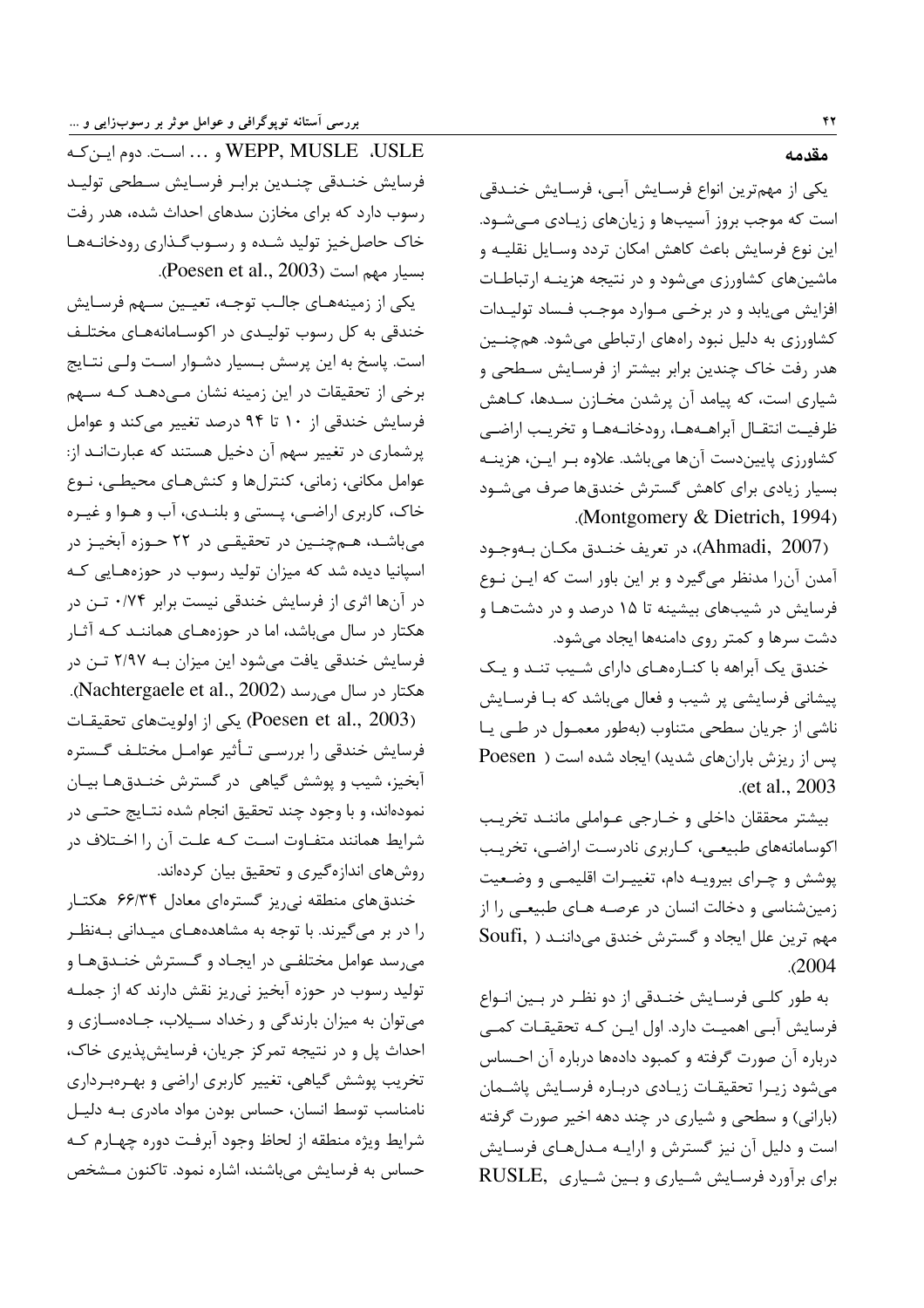## مقدمه

یکی از مهم‌ترین انواع فرسایش آبی، فرسایش خندقی است که موجب بروز آسیب‌ها و زیان‌های زیادی می‌شود. این نوع فرسایش باعث کاهش امکان تردد وسایل نقلیه و ماشین‌های کشاورزی می‌شود و در نتیجه هزینه ارتباطات افزایش می‌یابد و در برخی موارد موجب فساد تولیدات کشاورزی به دلیل نبود راه‌های ارتباطی می‌شود. همچنین هدر رفت خاک چندین برابر بیشتر از فرسایش سطحی و شیاری است، که پیامد آن پرشدن مخازن سدها، کاهش ظرفیت انتقال آبراهه‌ها، رودخانه‌ها و تخریب اراضی کشاورزی پایین‌دست آن‌ها می‌باشد. علاوه بر این، هزینه بسیار زیادی برای کاهش گسترش خندق‌ها صرف می‌شود (Montgomery & Dietrich, 1994).

(Ahmadi, 2007)، در تعریف خندق مکان به‌وجود آمدن آن‌را مدنظر می‌گیرد و بر این باور است که این نوع فرسایش در شیب‌های بیشینه تا ۱۵ درصد و در دشت‌ها و دشت سرها و کمتر روی دامنه‌ها ایجاد می‌شود.

خندق یک آبراهه با کناره‌های دارای شیب تند و یک پیشانی فرسایشی پر شیب و فعال می‌باشد که با فرسایش ناشی از جریان سطحی متناوب (به‌طور معمول در طی یا پس از ریزش باران‌های شدید) ایجاد شده است (Poesen et al., 2003).

بیشتر محققان داخلی و خارجی عواملی مانند تخریب اکوسامانه‌های طبیعی، کاربری نادرست اراضی، تخریب پوشش و چرای بیرویه دام، تغییرات اقلیمی و وضعیت زمین‌شناسی و دخالت انسان در عرصه های طبیعی را از مهم ترین علل ایجاد و گسترش خندق می‌دانند (Soufi, 2004).

به طور کلی فرسایش خندقی از دو نظر در بین انواع فرسایش آبی اهمیت دارد. اول این که تحقیقات کمی درباره آن صورت گرفته و کمبود داده‌ها درباره آن احساس می‌شود زیرا تحقیقات زیادی درباره فرسایش پاشمان (بارانی) و سطحی و شیاری در چند دهه اخیر صورت گرفته است و دلیل آن نیز گسترش و ارایه مدل‌های فرسایش برای برآورد فرسایش شیاری و بین شیاری RUSLE, USLE، WEPP, MUSLE و ... است. دوم این‌که فرسایش خندقی چندین برابر فرسایش سطحی تولید رسوب دارد که برای مخازن سدهای احداث شده، هدر رفت خاک حاصل‌خیز تولید شده و رسوب‌گذاری رودخانه‌ها بسیار مهم است (Poesen et al., 2003).

یکی از زمینه‌های جالب توجه، تعیین سهم فرسایش خندقی به کل رسوب تولیدی در اکوسامانه‌های مختلف است. پاسخ به این پرسش بسیار دشوار است ولی نتایج برخی از تحقیقات در این زمینه نشان می‌دهد که سهم فرسایش خندقی از ۱۰ تا ۹۴ درصد تغییر می‌کند و عوامل پرشماری در تغییر سهم آن دخیل هستند که عبارتند از: عوامل مکانی، زمانی، کنترل‌ها و کنش‌های محیطی، نوع خاک، کاربری اراضی، پستی و بلندی، آب و هوا و غیره می‌باشد، هم‌چنین در تحقیقی در ۲۲ حوزه آبخیز در اسپانیا دیده شد که میزان تولید رسوب در حوزه‌هایی که در آن‌ها اثری از فرسایش خندقی نیست برابر ۰/۷۴ تن در هکتار در سال می‌باشد، اما در حوزه‌های همانند که آثار فرسایش خندقی یافت می‌شود این میزان به ۲/۹۷ تن در هکتار در سال می‌رسد (Nachtergaele et al., 2002).

(Poesen et al., 2003) یکی از اولویت‌های تحقیقات فرسایش خندقی را بررسی تأثیر عوامل مختلف گستره آبخیز، شیب و پوشش گیاهی در گسترش خندق‌ها بیان نموده‌اند، و با وجود چند تحقیق انجام شده نتایج حتی در شرایط همانند متفاوت است که علت آن را اختلاف در روش‌های اندازه‌گیری و تحقیق بیان کرده‌اند.

خندق‌های منطقه نی‌ریز گستره‌ای معادل ۶۶/۳۴ هکتار را در بر می‌گیرند. با توجه به مشاهده‌های میدانی به‌نظر می‌رسد عوامل مختلفی در ایجاد و گسترش خندق‌ها و تولید رسوب در حوزه آبخیز نی‌ریز نقش دارند که از جمله می‌توان به میزان بارندگی و رخداد سیلاب، جاده‌سازی و احداث پل و در نتیجه تمرکز جریان، فرسایش‌پذیری خاک، تخریب پوشش گیاهی، تغییر کاربری اراضی و بهره‌برداری نامناسب توسط انسان، حساس بودن مواد مادری به دلیل شرایط ویژه منطقه از لحاظ وجود آبرفت دوره چهارم که حساس به فرسایش می‌باشند، اشاره نمود. تاکنون مشخص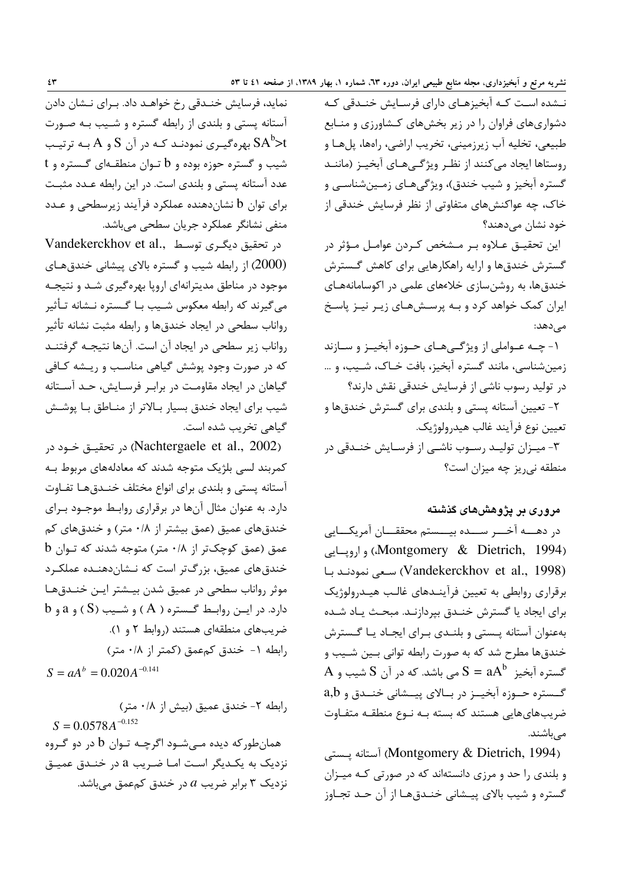نشده است که آبخیزهای دارای فرسایش خندقی که دشواری‌های فراوان را در زیر بخش‌های کشاورزی و منابع طبیعی، تخلیه آب زیرزمینی، تخریب اراضی، راه‌ها، پل‌ها و روستاها ایجاد می‌کنند از نظر ویژگی‌های آبخیز (مانند گستره آبخیز و شیب خندق)، ویژگی‌های زمین‌شناسی و خاک، چه واکنش‌های متفاوتی از نظر فرسایش خندقی از خود نشان می‌دهند؟

این تحقیق علاوه بر مشخص کردن عوامل مؤثر در گسترش خندق‌ها و ارایه راهکارهایی برای کاهش گسترش خندق‌ها، به روشن‌سازی خلاءهای علمی در اکوسامانه‌های ایران کمک خواهد کرد و به پرسش‌های زیر نیز پاسخ می‌دهد:

۱- چه عواملی از ویژگی‌های حوزه آبخیز و سازند زمین‌شناسی، مانند گستره آبخیز، بافت خاک، شیب، و ... در تولید رسوب ناشی از فرسایش خندقی نقش دارند؟

۲- تعیین آستانه پستی و بلندی برای گسترش خندق‌ها و تعیین نوع فرآیند غالب هیدرولوژیک.

۳- میزان تولید رسوب ناشی از فرسایش خندقی در منطقه نی‌ریز چه میزان است؟

## مروری بر پژوهش‌های گذشته

در دهه آخر سده بیستم محققان آمریکایی (Montgomery & Dietrich, 1994)، و اروپایی (Vandekerckhov et al., 1998) سعی نمودند با برقراری روابطی به تعیین فرآیندهای غالب هیدرولوژیک برای ایجاد یا گسترش خندق بپردازند. مبحث یاد شده به‌عنوان آستانه پستی و بلندی برای ایجاد یا گسترش خندق‌ها مطرح شد که به صورت رابطه توانی بین شیب و گستره آبخیز $S = aA^b$ می باشد. که در آن S شیب و A گستره حوزه آبخیز در بالای پیشانی خندق و a,b ضریب‌هایی هستند که بسته به نوع منطقه متفاوت می‌باشند.

(Montgomery & Dietrich, 1994) آستانه پستی و بلندی را حد و مرزی دانسته‌اند که در صورتی که میزان گستره و شیب بالای پیشانی خندق‌ها از آن حد تجاوز نماید، فرسایش خندقی رخ خواهد داد. برای نشان دادن آستانه پستی و بلندی از رابطه گستره و شیب به صورت $SA^b>t$ بهره‌گیری نمودند که در آن S و A به ترتیب شیب و گستره حوزه بوده و b توان منطقه‌ای گستره و t عدد آستانه پستی و بلندی است. در این رابطه عدد مثبت برای توان b نشان‌دهنده عملکرد فرآیند زیرسطحی و عدد منفی نشانگر عملکرد جریان سطحی می‌باشد.

در تحقیق دیگری توسط .Vandekerckhov et al (2000) از رابطه شیب و گستره بالای پیشانی خندق‌های موجود در مناطق مدیترانه‌ای اروپا بهره‌گیری شد و نتیجه می‌گیرند که رابطه معکوس شیب با گستره نشانه تأثیر رواناب سطحی در ایجاد خندق‌ها و رابطه مثبت نشانه تأثیر رواناب زیر سطحی در ایجاد آن است. آن‌ها نتیجه گرفتند که در صورت وجود پوشش گیاهی مناسب و ریشه کافی گیاهان در ایجاد مقاومت در برابر فرسایش، حد آستانه شیب برای ایجاد خندق بسیار بالاتر از مناطق با پوشش گیاهی تخریب شده است.

(Nachtergaele et al., 2002) در تحقیق خود در کمربند لسی بلژیک متوجه شدند که معادله‌های مربوط به آستانه پستی و بلندی برای انواع مختلف خندق‌ها تفاوت دارد. به عنوان مثال آن‌ها در برقراری روابط موجود برای خندق‌های عمیق (عمق بیشتر از ۰/۸ متر) و خندق‌های کم عمق (عمق کوچک‌تر از ۰/۸ متر) متوجه شدند که توان b خندق‌های عمیق، بزرگ‌تر است که نشان‌دهنده عملکرد موثر رواناب سطحی در عمیق شدن بیشتر این خندق‌ها دارد. در این روابط گستره ( A ) و شیب (S ) و a و b ضریب‌های منطقه‌ای هستند (روابط ۲ و ۱).

رابطه ۱- خندق کم‌عمق (کمتر از ۰/۸ متر)

$$S = aA^b = 0.020A^{-0.141}$$

رابطه ۲- خندق عمیق (بیش از ۰/۸ متر)

$$S = 0.0578A^{-0.152}$$

همان‌طورکه دیده می‌شود اگرچه توان b در دو گروه نزدیک به یکدیگر است اما ضریب a در خندق عمیق نزدیک ۳ برابر ضریب *a* در خندق کم‌عمق می‌باشد.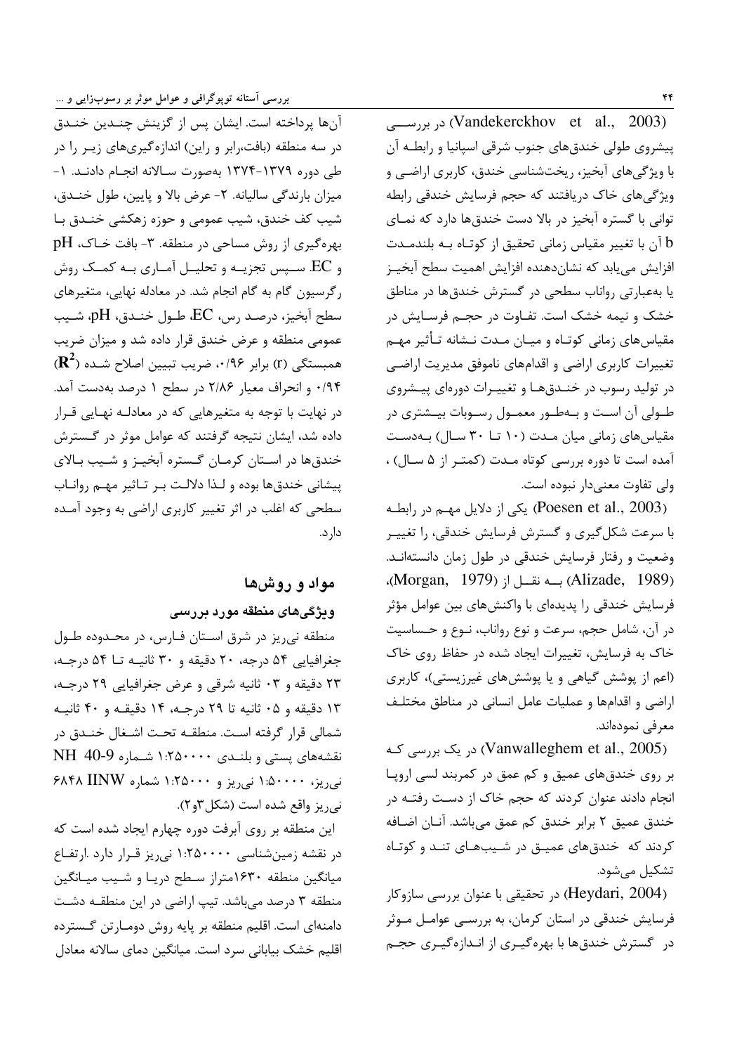(Vandekerckhov et al., 2003) در بررسی پیشروی طولی خندق‌های جنوب شرقی اسپانیا و رابطه آن با ویژگی‌های آبخیز، ریخت‌شناسی خندق، کاربری اراضی و ویژگی‌های خاک دریافتند که حجم فرسایش خندقی رابطه توانی با گستره آبخیز در بالا دست خندق‌ها دارد که نمای b آن با تغییر مقیاس زمانی تحقیق از کوتاه به بلندمدت افزایش می‌یابد که نشان‌دهنده افزایش اهمیت سطح آبخیز یا به‌عبارتی رواناب سطحی در گسترش خندق‌ها در مناطق خشک و نیمه خشک است. تفاوت در حجم فرسایش در مقیاس‌های زمانی کوتاه و میان مدت نشانه تأثیر مهم تغییرات کاربری اراضی و اقدام‌های ناموفق مدیریت اراضی در تولید رسوب در خندق‌ها و تغییرات دوره‌ای پیشروی طولی آن است و به‌طور معمول رسوبات بیشتری در مقیاس‌های زمانی میان مدت (۱۰ تا ۳۰ سال) به‌دست آمده است تا دوره بررسی کوتاه مدت (کمتر از ۵ سال) ، ولی تفاوت معنی‌دار نبوده است.

(Poesen et al., 2003) یکی از دلایل مهم در رابطه با سرعت شکل‌گیری و گسترش فرسایش خندقی، را تغییر وضعیت و رفتار فرسایش خندقی در طول زمان دانسته‌اند. (Alizade, 1989) به نقل از (Morgan, 1979)، فرسایش خندقی را پدیده‌ای با واکنش‌های بین عوامل مؤثر در آن، شامل حجم، سرعت و نوع رواناب، نوع و حساسیت خاک به فرسایش، تغییرات ایجاد شده در حفاظ روی خاک (اعم از پوشش گیاهی و یا پوشش‌های غیرزیستی)، کاربری اراضی و اقدام‌ها و عملیات عامل انسانی در مناطق مختلف معرفی نموده‌اند.

(Vanwalleghem et al., 2005) در یک بررسی که بر روی خندق‌های عمیق و کم عمق در کمربند لسی اروپا انجام دادند عنوان کردند که حجم خاک از دست رفته در خندق عمیق ۲ برابر خندق کم عمق می‌باشد. آنان اضافه کردند که خندق‌های عمیق در شیب‌های تند و کوتاه تشکیل می‌شود.

(Heydari, 2004) در تحقیقی با عنوان بررسی سازوکار فرسایش خندقی در استان کرمان، به بررسی عوامل موثر در گسترش خندق‌ها با بهره‌گیری از اندازه‌گیری حجم آن‌ها پرداخته است. ایشان پس از گزینش چندین خندق در سه منطقه (بافت،رابر و راین) اندازه‌گیری‌های زیر را در طی دوره ۱۳۷۹-۱۳۷۴ به‌صورت سالانه انجام دادند. ۱- میزان بارندگی سالیانه. ۲- عرض بالا و پایین، طول خندق، شیب کف خندق، شیب عمومی و حوزه زهکشی خندق با بهره‌گیری از روش مساحی در منطقه. ۳- بافت خاک، pH و EC. سپس تجزیه و تحلیل آماری به کمک روش رگرسیون گام به گام انجام شد. در معادله نهایی، متغیرهای سطح آبخیز، درصد رس، EC، طول خندق، pH، شیب عمومی منطقه و عرض خندق قرار داده شد و میزان ضریب همبستگی (r) برابر ۰/۹۶، ضریب تبیین اصلاح شده ($R^2$) ۰/۹۴ و انحراف معیار ۲/۸۶ در سطح ۱ درصد به‌دست آمد. در نهایت با توجه به متغیرهایی که در معادله نهایی قرار داده شد، ایشان نتیجه گرفتند که عوامل موثر در گسترش خندق‌ها در استان کرمان گستره آبخیز و شیب بالای پیشانی خندق‌ها بوده و لذا دلالت بر تاثیر مهم رواناب سطحی که اغلب در اثر تغییر کاربری اراضی به وجود آمده دارد.

## مواد و روش‌ها

### ویژگی‌های منطقه مورد بررسی

منطقه نی‌ریز در شرق استان فارس، در محدوده طول جغرافیایی ۵۴ درجه، ۲۰ دقیقه و ۳۰ ثانیه تا ۵۴ درجه، ۲۳ دقیقه و ۰۳ ثانیه شرقی و عرض جغرافیایی ۲۹ درجه، ۱۳ دقیقه و ۰۵ ثانیه تا ۲۹ درجه، ۱۴ دقیقه و ۴۰ ثانیه شمالی قرار گرفته است. منطقه تحت اشغال خندق در نقشه‌های پستی و بلندی ۱:۲۵۰۰۰۰ شماره NH 40-9 نی‌ریز، ۱:۵۰۰۰۰ نی‌ریز و ۱:۲۵۰۰۰ شماره ۶۸۴۸ IINW نی‌ریز واقع شده است (شکل۳و۲).

این منطقه بر روی آبرفت دوره چهارم ایجاد شده است که در نقشه زمین‌شناسی ۱:۲۵۰۰۰۰ نی‌ریز قرار دارد .ارتفاع میانگین منطقه ۱۶۳۰متراز سطح دریا و شیب میانگین منطقه ۳ درصد می‌باشد. تیپ اراضی در این منطقه دشت دامنه‌ای است. اقلیم منطقه بر پایه روش دومارتن گسترده اقلیم خشک بیابانی سرد است. میانگین دمای سالانه معادل